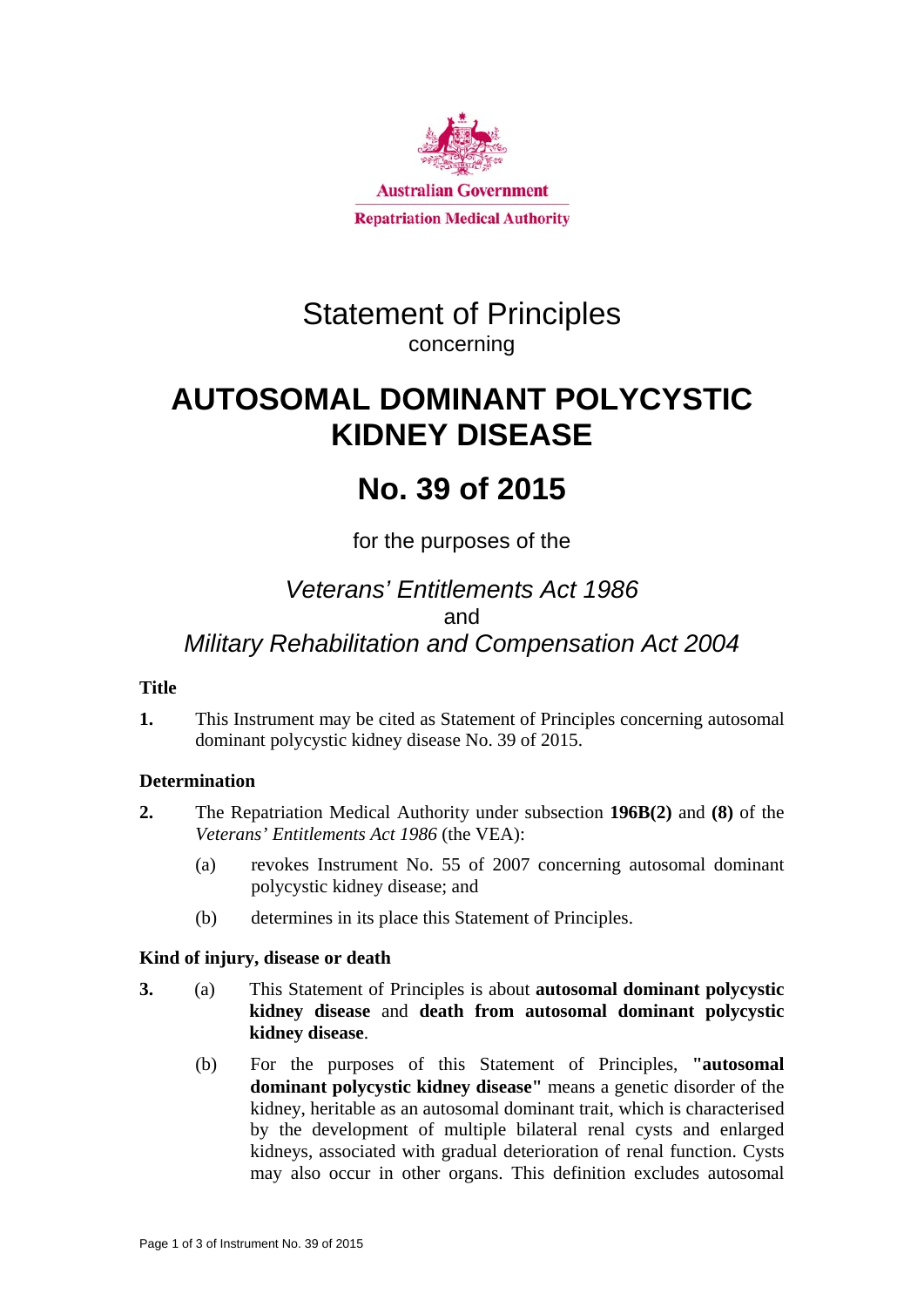Australian Government

Repatriation Medical Authority

# Statement of Principles

concerning

# AUTOSOMAL DOMINANT POLYCYSTIC KIDNEY DISEASE

# No. 39 of 2015

for the purposes of the

*Veterans' Entitlements Act 1986*

and

*Military Rehabilitation and Compensation Act 2004*

### Title

**1.** This Instrument may be cited as Statement of Principles concerning autosomal dominant polycystic kidney disease No. 39 of 2015.

### Determination

**2.** The Repatriation Medical Authority under subsection **196B(2)** and **(8)** of the *Veterans' Entitlements Act 1986* (the VEA):

(a) revokes Instrument No. 55 of 2007 concerning autosomal dominant polycystic kidney disease; and

(b) determines in its place this Statement of Principles.

### Kind of injury, disease or death

**3.** (a) This Statement of Principles is about **autosomal dominant polycystic kidney disease** and **death from autosomal dominant polycystic kidney disease**.

(b) For the purposes of this Statement of Principles, **"autosomal dominant polycystic kidney disease"** means a genetic disorder of the kidney, heritable as an autosomal dominant trait, which is characterised by the development of multiple bilateral renal cysts and enlarged kidneys, associated with gradual deterioration of renal function. Cysts may also occur in other organs. This definition excludes autosomal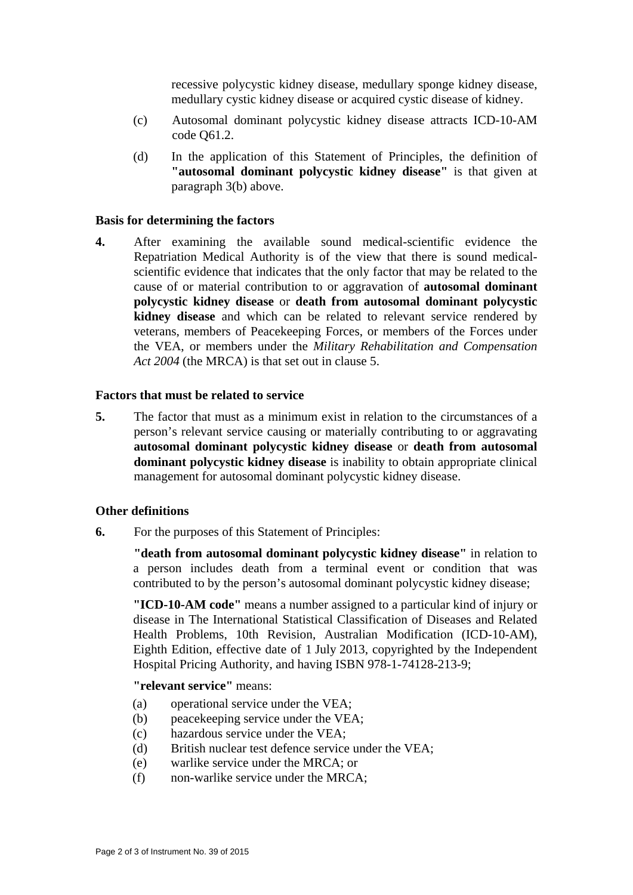recessive polycystic kidney disease, medullary sponge kidney disease, medullary cystic kidney disease or acquired cystic disease of kidney.

(c) Autosomal dominant polycystic kidney disease attracts ICD-10-AM code Q61.2.

(d) In the application of this Statement of Principles, the definition of **"autosomal dominant polycystic kidney disease"** is that given at paragraph 3(b) above.

### Basis for determining the factors

**4.** After examining the available sound medical-scientific evidence the Repatriation Medical Authority is of the view that there is sound medical-scientific evidence that indicates that the only factor that may be related to the cause of or material contribution to or aggravation of **autosomal dominant polycystic kidney disease** or **death from autosomal dominant polycystic kidney disease** and which can be related to relevant service rendered by veterans, members of Peacekeeping Forces, or members of the Forces under the VEA, or members under the *Military Rehabilitation and Compensation Act 2004* (the MRCA) is that set out in clause 5.

### Factors that must be related to service

**5.** The factor that must as a minimum exist in relation to the circumstances of a person's relevant service causing or materially contributing to or aggravating **autosomal dominant polycystic kidney disease** or **death from autosomal dominant polycystic kidney disease** is inability to obtain appropriate clinical management for autosomal dominant polycystic kidney disease.

### Other definitions

**6.** For the purposes of this Statement of Principles:

**"death from autosomal dominant polycystic kidney disease"** in relation to a person includes death from a terminal event or condition that was contributed to by the person's autosomal dominant polycystic kidney disease;

**"ICD-10-AM code"** means a number assigned to a particular kind of injury or disease in The International Statistical Classification of Diseases and Related Health Problems, 10th Revision, Australian Modification (ICD-10-AM), Eighth Edition, effective date of 1 July 2013, copyrighted by the Independent Hospital Pricing Authority, and having ISBN 978-1-74128-213-9;

**"relevant service"** means:

(a) operational service under the VEA;
(b) peacekeeping service under the VEA;
(c) hazardous service under the VEA;
(d) British nuclear test defence service under the VEA;
(e) warlike service under the MRCA; or
(f) non-warlike service under the MRCA;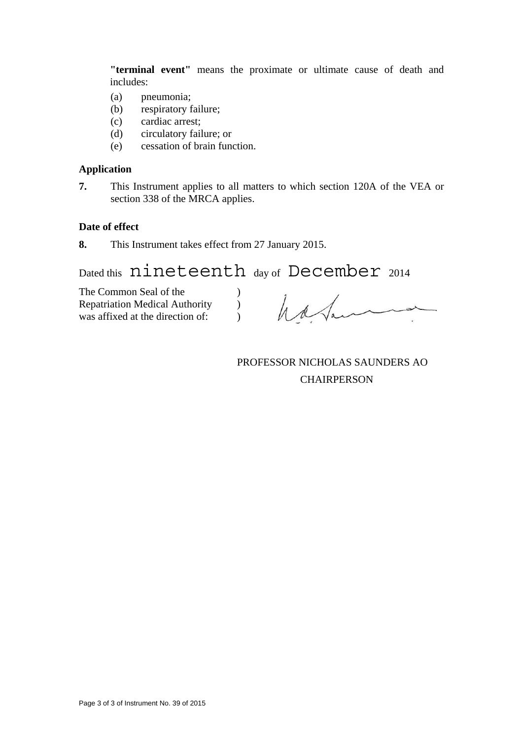**"terminal event"** means the proximate or ultimate cause of death and includes:

(a) pneumonia;
(b) respiratory failure;
(c) cardiac arrest;
(d) circulatory failure; or
(e) cessation of brain function.

**Application**

**7.** This Instrument applies to all matters to which section 120A of the VEA or section 338 of the MRCA applies.

**Date of effect**

**8.** This Instrument takes effect from 27 January 2015.

Dated this nineteenth day of December 2014

The Common Seal of the Repatriation Medical Authority was affixed at the direction of: )

PROFESSOR NICHOLAS SAUNDERS AO
CHAIRPERSON